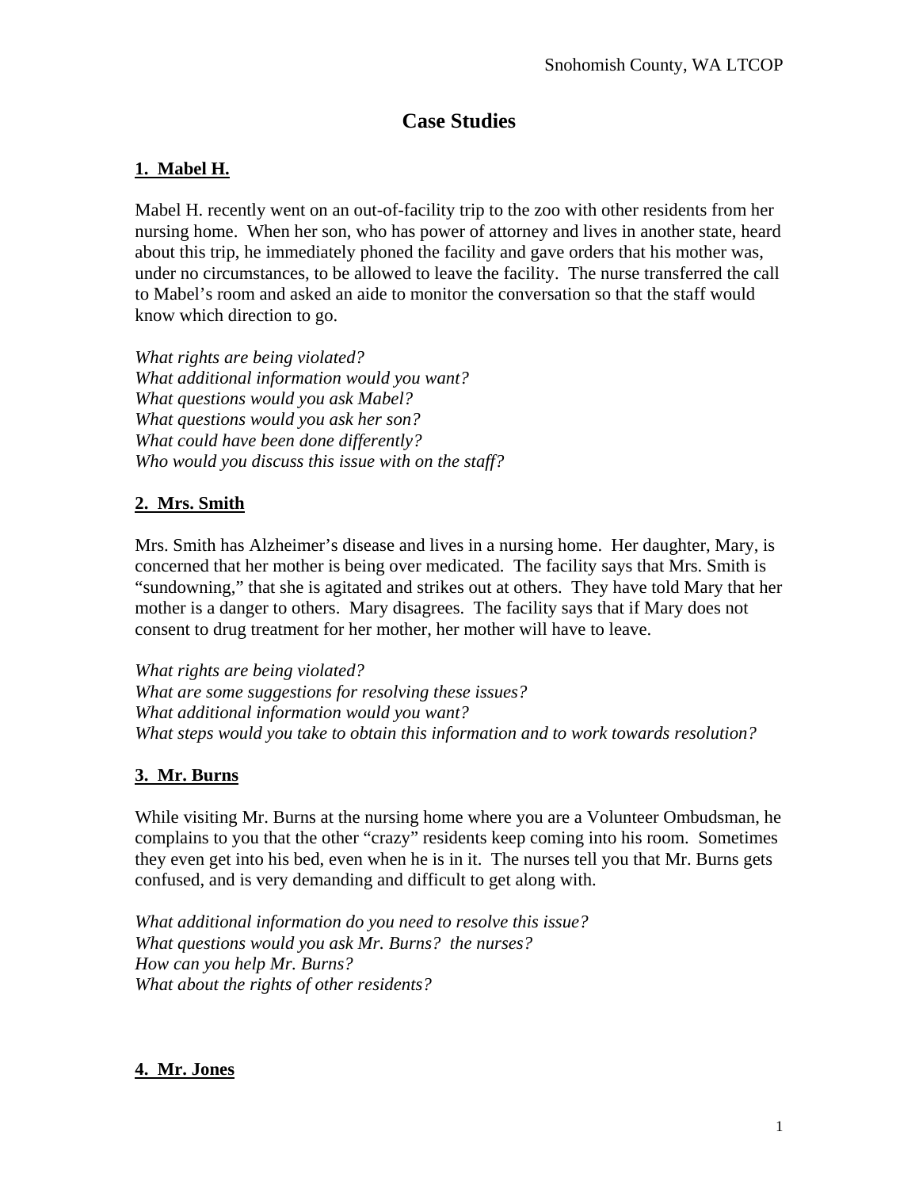# Case Studies

## 1. Mabel H.

Mabel H. recently went on an out-of-facility trip to the zoo with other residents from her nursing home. When her son, who has power of attorney and lives in another state, heard about this trip, he immediately phoned the facility and gave orders that his mother was, under no circumstances, to be allowed to leave the facility. The nurse transferred the call to Mabel's room and asked an aide to monitor the conversation so that the staff would know which direction to go.

*What rights are being violated?*
*What additional information would you want?*
*What questions would you ask Mabel?*
*What questions would you ask her son?*
*What could have been done differently?*
*Who would you discuss this issue with on the staff?*

## 2. Mrs. Smith

Mrs. Smith has Alzheimer's disease and lives in a nursing home. Her daughter, Mary, is concerned that her mother is being over medicated. The facility says that Mrs. Smith is "sundowning," that she is agitated and strikes out at others. They have told Mary that her mother is a danger to others. Mary disagrees. The facility says that if Mary does not consent to drug treatment for her mother, her mother will have to leave.

*What rights are being violated?*
*What are some suggestions for resolving these issues?*
*What additional information would you want?*
*What steps would you take to obtain this information and to work towards resolution?*

## 3. Mr. Burns

While visiting Mr. Burns at the nursing home where you are a Volunteer Ombudsman, he complains to you that the other "crazy" residents keep coming into his room. Sometimes they even get into his bed, even when he is in it. The nurses tell you that Mr. Burns gets confused, and is very demanding and difficult to get along with.

*What additional information do you need to resolve this issue?*
*What questions would you ask Mr. Burns? the nurses?*
*How can you help Mr. Burns?*
*What about the rights of other residents?*

## 4. Mr. Jones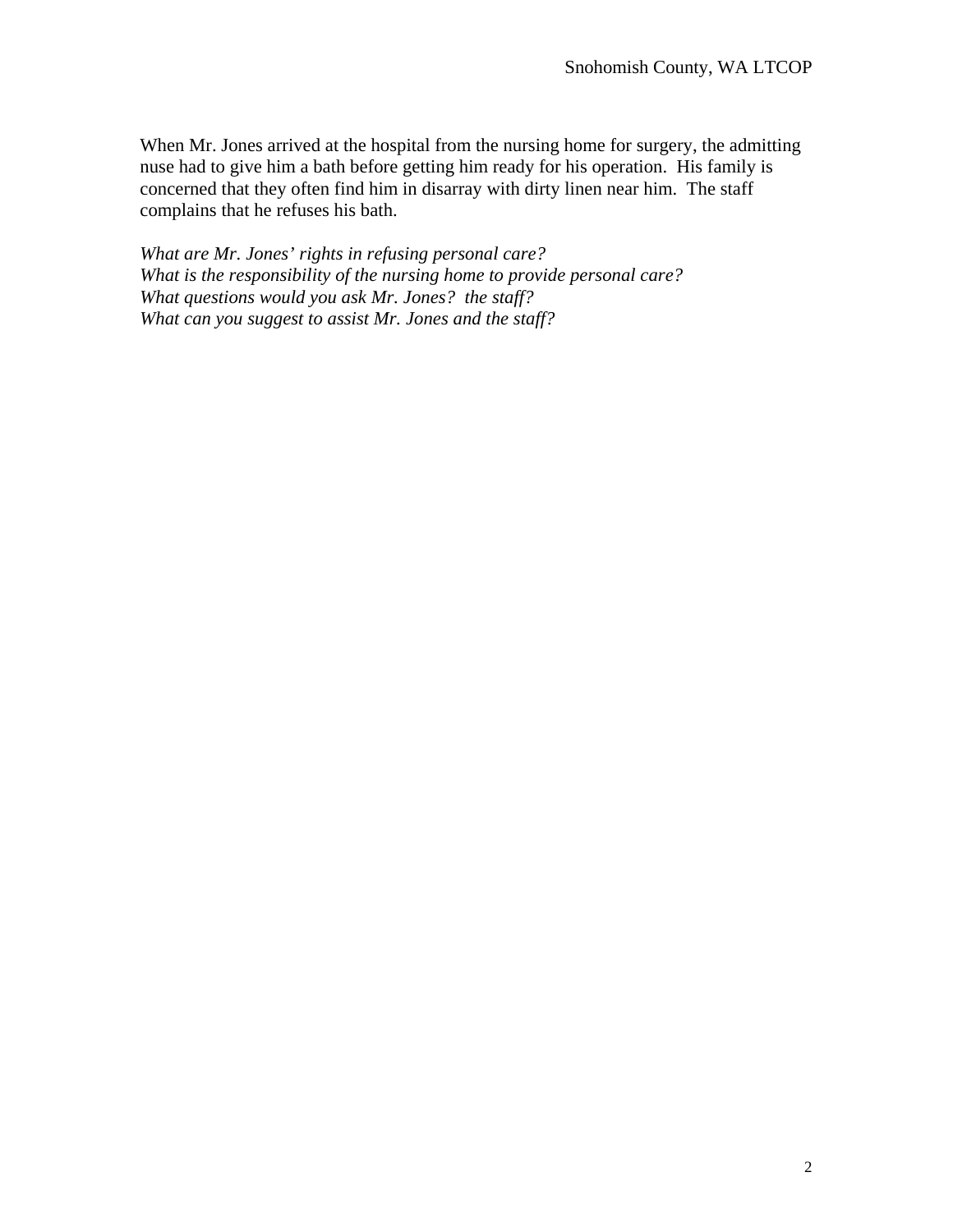When Mr. Jones arrived at the hospital from the nursing home for surgery, the admitting nuse had to give him a bath before getting him ready for his operation. His family is concerned that they often find him in disarray with dirty linen near him. The staff complains that he refuses his bath.

*What are Mr. Jones' rights in refusing personal care?*
*What is the responsibility of the nursing home to provide personal care?*
*What questions would you ask Mr. Jones? the staff?*
*What can you suggest to assist Mr. Jones and the staff?*